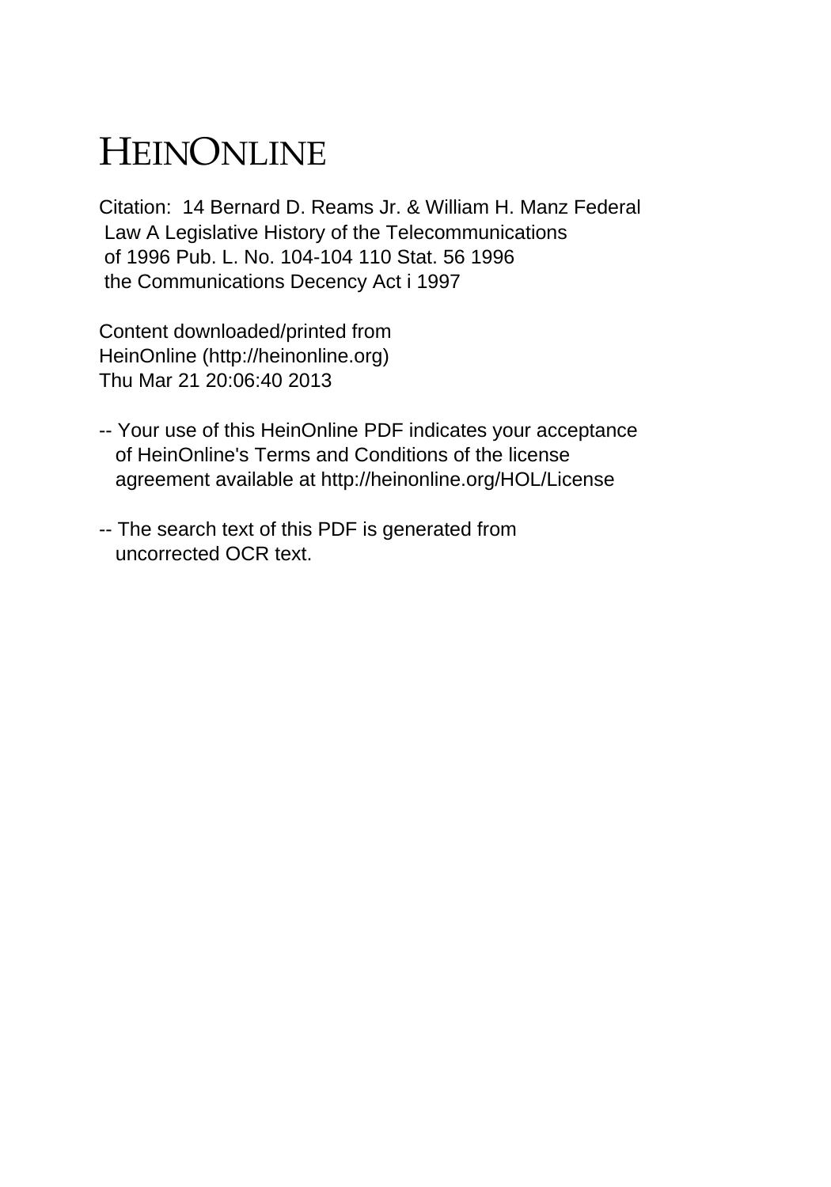# HEINONLINE

Citation: 14 Bernard D. Reams Jr. & William H. Manz Federal Law A Legislative History of the Telecommunications of 1996 Pub. L. No. 104-104 110 Stat. 56 1996 the Communications Decency Act i 1997

Content downloaded/printed from HeinOnline (http://heinonline.org)
Thu Mar 21 20:06:40 2013

-- Your use of this HeinOnline PDF indicates your acceptance of HeinOnline's Terms and Conditions of the license agreement available at http://heinonline.org/HOL/License

-- The search text of this PDF is generated from uncorrected OCR text.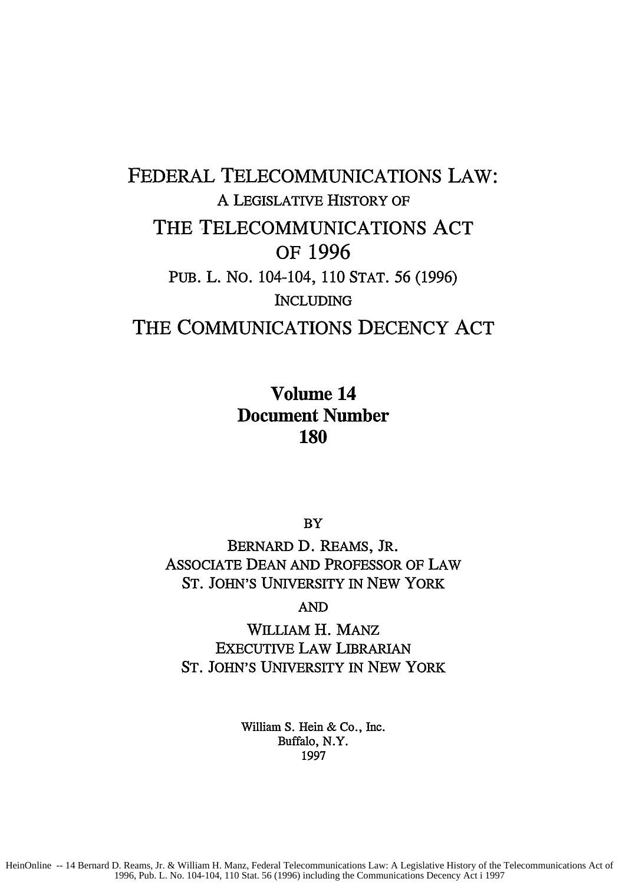# FEDERAL TELECOMMUNICATIONS LAW:

A LEGISLATIVE HISTORY OF

# THE TELECOMMUNICATIONS ACT OF 1996

PUB. L. NO. 104-104, 110 STAT. 56 (1996)

INCLUDING

# THE COMMUNICATIONS DECENCY ACT

**Volume 14**
**Document Number**
**180**

BY

BERNARD D. REAMS, JR.
ASSOCIATE DEAN AND PROFESSOR OF LAW
ST. JOHN'S UNIVERSITY IN NEW YORK

AND

WILLIAM H. MANZ
EXECUTIVE LAW LIBRARIAN
ST. JOHN'S UNIVERSITY IN NEW YORK

William S. Hein & Co., Inc.
Buffalo, N.Y.
1997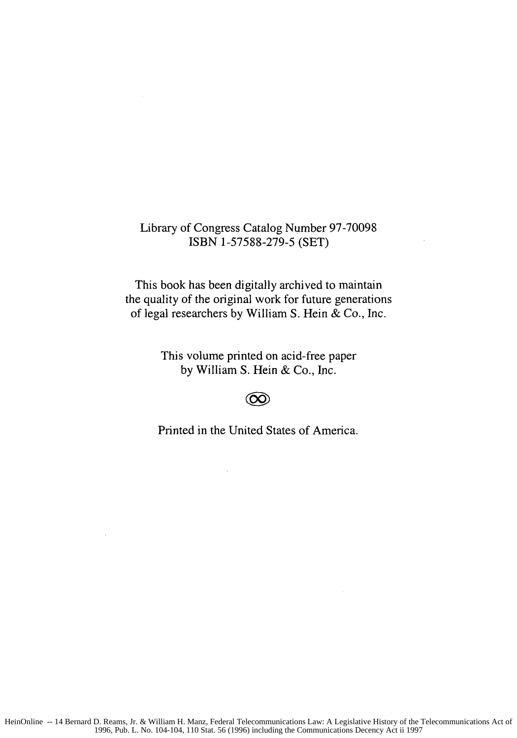Library of Congress Catalog Number 97-70098
ISBN 1-57588-279-5 (SET)

This book has been digitally archived to maintain the quality of the original work for future generations of legal researchers by William S. Hein & Co., Inc.

This volume printed on acid-free paper by William S. Hein & Co., Inc.

∞

Printed in the United States of America.